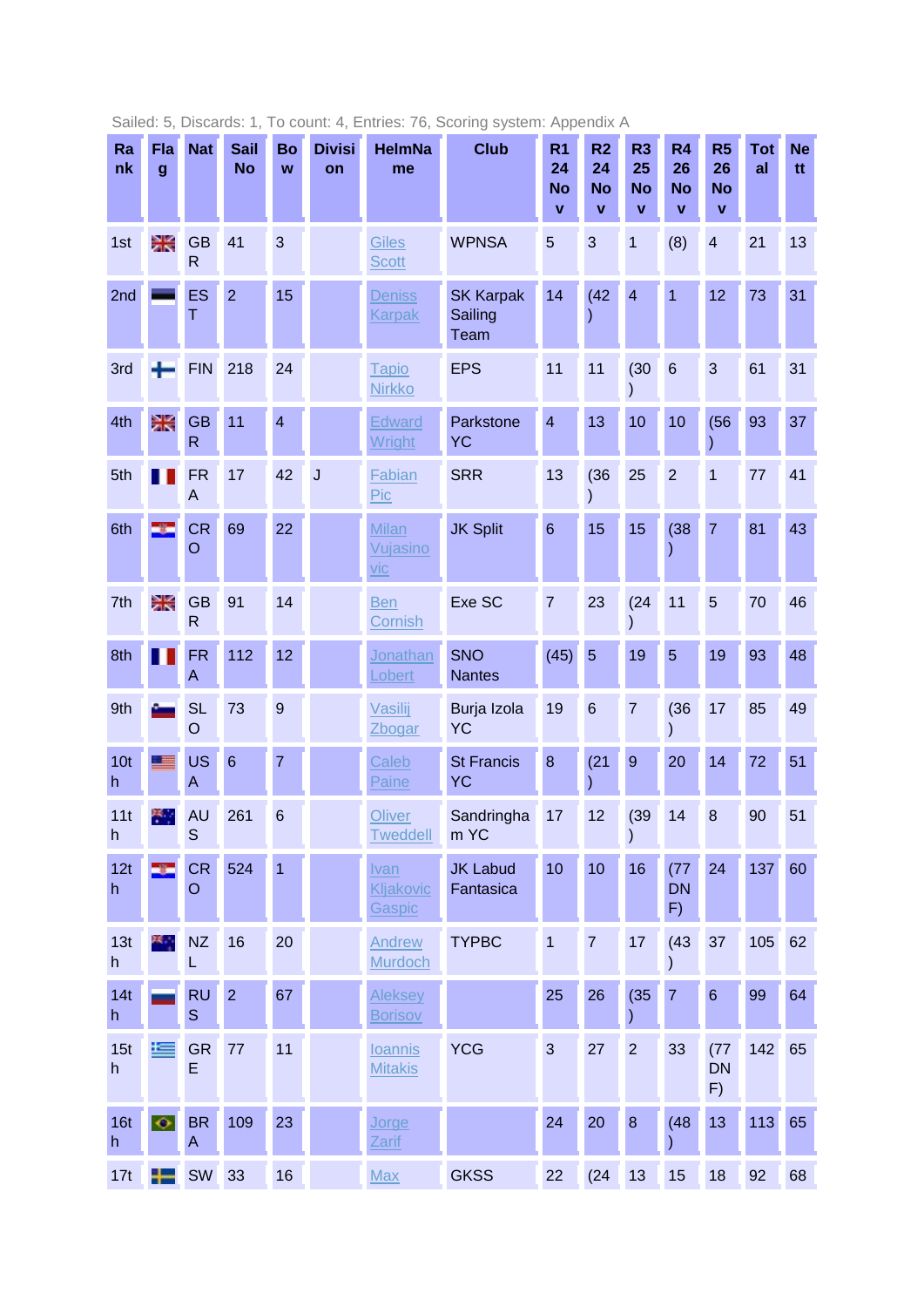Sailed: 5, Discards: 1, To count: 4, Entries: 76, Scoring system: Appendix A

| Rank | Flag | Nat | Sail No | Bow | Division | HelmName | Club | R1 24 Nov | R2 24 Nov | R3 25 Nov | R4 26 Nov | R5 26 Nov | Total | Nett |
|---|---|---|---|---|---|---|---|---|---|---|---|---|---|---|
| 1st | | GBR | 41 | 3 | | Giles Scott | WPNSA | 5 | 3 | 1 | (8) | 4 | 21 | 13 |
| 2nd | | EST | 2 | 15 | | Deniss Karpak | SK Karpak Sailing Team | 14 | (42) | 4 | 1 | 12 | 73 | 31 |
| 3rd | | FIN | 218 | 24 | | Tapio Nirkko | EPS | 11 | 11 | (30) | 6 | 3 | 61 | 31 |
| 4th | | GBR | 11 | 4 | | Edward Wright | Parkstone YC | 4 | 13 | 10 | 10 | (56) | 93 | 37 |
| 5th | | FRA | 17 | 42 | J | Fabian Pic | SRR | 13 | (36) | 25 | 2 | 1 | 77 | 41 |
| 6th | | CRO | 69 | 22 | | Milan Vujasinovic | JK Split | 6 | 15 | 15 | (38) | 7 | 81 | 43 |
| 7th | | GBR | 91 | 14 | | Ben Cornish | Exe SC | 7 | 23 | (24) | 11 | 5 | 70 | 46 |
| 8th | | FRA | 112 | 12 | | Jonathan Lobert | SNO Nantes | (45) | 5 | 19 | 5 | 19 | 93 | 48 |
| 9th | | SLO | 73 | 9 | | Vasilij Zbogar | Burja Izola YC | 19 | 6 | 7 | (36) | 17 | 85 | 49 |
| 10th | | USA | 6 | 7 | | Caleb Paine | St Francis YC | 8 | (21) | 9 | 20 | 14 | 72 | 51 |
| 11th | | AUS | 261 | 6 | | Oliver Tweddell | Sandringham YC | 17 | 12 | (39) | 14 | 8 | 90 | 51 |
| 12th | | CRO | 524 | 1 | | Ivan Kljakovic Gaspic | JK Labud Fantasica | 10 | 10 | 16 | (77 DNF) | 24 | 137 | 60 |
| 13th | | NZL | 16 | 20 | | Andrew Murdoch | TYPBC | 1 | 7 | 17 | (43) | 37 | 105 | 62 |
| 14th | | RUS | 2 | 67 | | Aleksey Borisov | | 25 | 26 | (35) | 7 | 6 | 99 | 64 |
| 15th | | GRE | 77 | 11 | | Ioannis Mitakis | YCG | 3 | 27 | 2 | 33 | (77 DNF) | 142 | 65 |
| 16th | | BRA | 109 | 23 | | Jorge Zarif | | 24 | 20 | 8 | (48) | 13 | 113 | 65 |
| 17t | | SW | 33 | 16 | | Max | GKSS | 22 | (24 | 13 | 15 | 18 | 92 | 68 |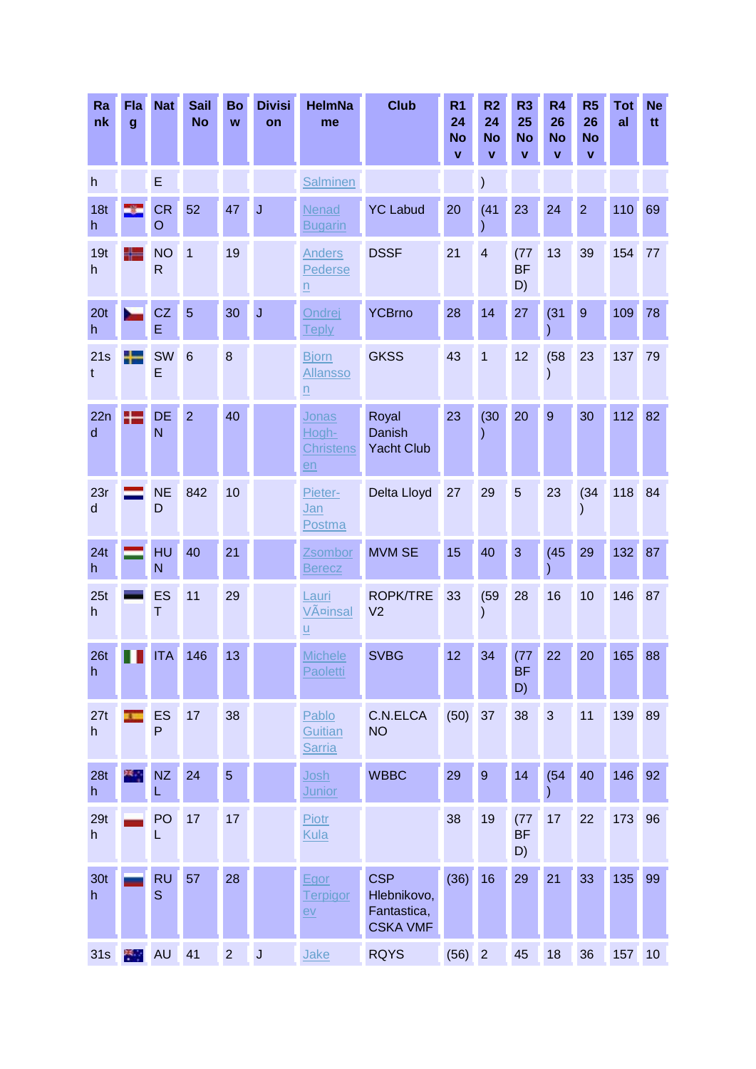| Rank | Flag | Nat | Sail No | Bow | Division | HelmName | Club | R1 24 Nov | R2 24 Nov | R3 25 Nov | R4 26 Nov | R5 26 Nov | Total | Nett |
|---|---|---|---|---|---|---|---|---|---|---|---|---|---|---|
| h | | E | | | | Salminen | | | ) | | | | | |
| 18th | | CRO | 52 | 47 | J | Nenad Bugarin | YC Labud | 20 | (41) | 23 | 24 | 2 | 110 | 69 |
| 19th | | NOR | 1 | 19 | | Anders Pedersen | DSSF | 21 | 4 | (77 BFD) | 13 | 39 | 154 | 77 |
| 20th | | CZE | 5 | 30 | J | Ondrej Teply | YCBrno | 28 | 14 | 27 | (31) | 9 | 109 | 78 |
| 21st | | SWE | 6 | 8 | | Bjorn Allansson | GKSS | 43 | 1 | 12 | (58) | 23 | 137 | 79 |
| 22nd | | DEN | 2 | 40 | | Jonas Hogh-Christensen | Royal Danish Yacht Club | 23 | (30) | 20 | 9 | 30 | 112 | 82 |
| 23rd | | NED | 842 | 10 | | Pieter-Jan Postma | Delta Lloyd | 27 | 29 | 5 | 23 | (34) | 118 | 84 |
| 24th | | HUN | 40 | 21 | | Zsombor Berecz | MVM SE | 15 | 40 | 3 | (45) | 29 | 132 | 87 |
| 25th | | EST | 11 | 29 | | Lauri VÃ¤insalu | ROPK/TREV2 | 33 | (59) | 28 | 16 | 10 | 146 | 87 |
| 26th | | ITA | 146 | 13 | | Michele Paoletti | SVBG | 12 | 34 | (77 BFD) | 22 | 20 | 165 | 88 |
| 27th | | ESP | 17 | 38 | | Pablo Guitian Sarria | C.N.ELCANO | (50) | 37 | 38 | 3 | 11 | 139 | 89 |
| 28th | | NZL | 24 | 5 | | Josh Junior | WBBC | 29 | 9 | 14 | (54) | 40 | 146 | 92 |
| 29th | | POL | 17 | 17 | | Piotr Kula | | 38 | 19 | (77 BFD) | 17 | 22 | 173 | 96 |
| 30th | | RUS | 57 | 28 | | Egor Terpigorev | CSP Hlebnikovo, Fantastica, CSKA VMF | (36) | 16 | 29 | 21 | 33 | 135 | 99 |
| 31s | | AU | 41 | 2 | J | Jake | RQYS | (56) | 2 | 45 | 18 | 36 | 157 | 10 |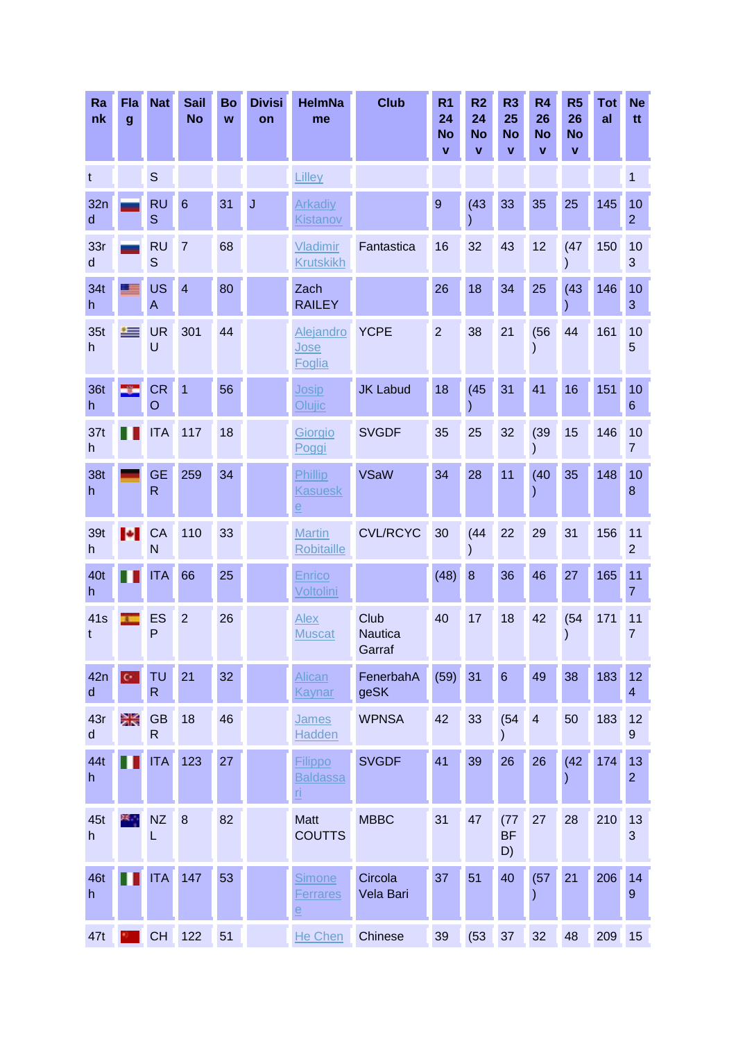| Rank | Flag | Nat | Sail No | Bow | Division | HelmName | Club | R1 24 Nov | R2 24 Nov | R3 25 Nov | R4 26 Nov | R5 26 Nov | Total | Nett |
|---|---|---|---|---|---|---|---|---|---|---|---|---|---|---|
| t | | S | | | | Lilley | | | | | | | | 1 |
| 32nd | | RUS | 6 | 31 | J | Arkadiy Kistanov | | 9 | (43) | 33 | 35 | 25 | 145 | 102 |
| 33rd | | RUS | 7 | 68 | | Vladimir Krutskikh | Fantastica | 16 | 32 | 43 | 12 | (47) | 150 | 103 |
| 34th | | USA | 4 | 80 | | Zach RAILEY | | 26 | 18 | 34 | 25 | (43) | 146 | 103 |
| 35th | | URU | 301 | 44 | | Alejandro Jose Foglia | YCPE | 2 | 38 | 21 | (56) | 44 | 161 | 105 |
| 36th | | CRO | 1 | 56 | | Josip Olujic | JK Labud | 18 | (45) | 31 | 41 | 16 | 151 | 106 |
| 37th | | ITA | 117 | 18 | | Giorgio Poggi | SVGDF | 35 | 25 | 32 | (39) | 15 | 146 | 107 |
| 38th | | GER | 259 | 34 | | Phillip Kasueske | VSaW | 34 | 28 | 11 | (40) | 35 | 148 | 108 |
| 39th | | CAN | 110 | 33 | | Martin Robitaille | CVL/RCYC | 30 | (44) | 22 | 29 | 31 | 156 | 112 |
| 40th | | ITA | 66 | 25 | | Enrico Voltolini | | (48) | 8 | 36 | 46 | 27 | 165 | 117 |
| 41st | | ESP | 2 | 26 | | Alex Muscat | Club Nautica Garraf | 40 | 17 | 18 | 42 | (54) | 171 | 117 |
| 42nd | | TUR | 21 | 32 | | Alican Kaynar | FenerbahAgeSK | (59) | 31 | 6 | 49 | 38 | 183 | 124 |
| 43rd | | GBR | 18 | 46 | | James Hadden | WPNSA | 42 | 33 | (54) | 4 | 50 | 183 | 129 |
| 44th | | ITA | 123 | 27 | | Filippo Baldassari | SVGDF | 41 | 39 | 26 | 26 | (42) | 174 | 132 |
| 45th | | NZL | 8 | 82 | | Matt COUTTS | MBBC | 31 | 47 | (77 BFD) | 27 | 28 | 210 | 133 |
| 46th | | ITA | 147 | 53 | | Simone Ferrarese | Circola Vela Bari | 37 | 51 | 40 | (57) | 21 | 206 | 149 |
| 47th | | CH | 122 | 51 | | He Chen | Chinese | 39 | (53 | 37 | 32 | 48 | 209 | 15 |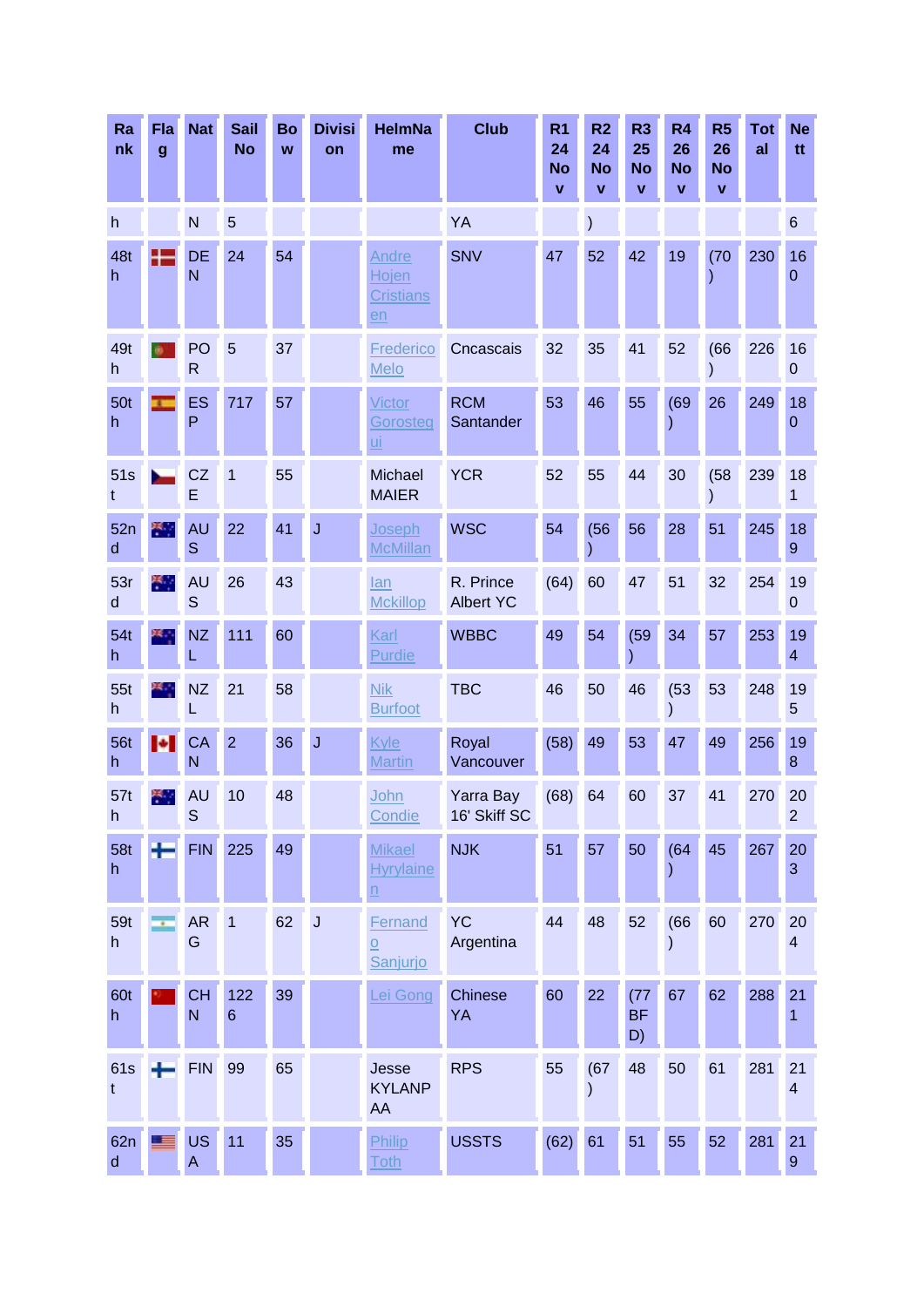| Rank | Flag | Nat | Sail No | Bow | Division | HelmName | Club | R1 24 Nov | R2 24 Nov | R3 25 Nov | R4 26 Nov | R5 26 Nov | Total | Nett |
|---|---|---|---|---|---|---|---|---|---|---|---|---|---|---|
| h | | N | 5 | | | | YA | | ) | | | | | 6 |
| 48th | | DEN | 24 | 54 | | Andre Hojen Cristiansen | SNV | 47 | 52 | 42 | 19 | (70) | 230 | 160 |
| 49th | | POR | 5 | 37 | | Frederico Melo | Cncascais | 32 | 35 | 41 | 52 | (66) | 226 | 160 |
| 50th | | ESP | 717 | 57 | | Victor Gorostegui | RCM Santander | 53 | 46 | 55 | (69) | 26 | 249 | 180 |
| 51st | | CZE | 1 | 55 | | Michael MAIER | YCR | 52 | 55 | 44 | 30 | (58) | 239 | 181 |
| 52nd | | AUS | 22 | 41 | J | Joseph McMillan | WSC | 54 | (56) | 56 | 28 | 51 | 245 | 189 |
| 53rd | | AUS | 26 | 43 | | Ian Mckillop | R. Prince Albert YC | (64) | 60 | 47 | 51 | 32 | 254 | 190 |
| 54th | | NZL | 111 | 60 | | Karl Purdie | WBBC | 49 | 54 | (59) | 34 | 57 | 253 | 194 |
| 55th | | NZL | 21 | 58 | | Nik Burfoot | TBC | 46 | 50 | 46 | (53) | 53 | 248 | 195 |
| 56th | | CAN | 2 | 36 | J | Kyle Martin | Royal Vancouver | (58) | 49 | 53 | 47 | 49 | 256 | 198 |
| 57th | | AUS | 10 | 48 | | John Condie | Yarra Bay 16' Skiff SC | (68) | 64 | 60 | 37 | 41 | 270 | 202 |
| 58th | | FIN | 225 | 49 | | Mikael Hyrylainen | NJK | 51 | 57 | 50 | (64) | 45 | 267 | 203 |
| 59th | | ARG | 1 | 62 | J | Fernando Sanjurjo | YC Argentina | 44 | 48 | 52 | (66) | 60 | 270 | 204 |
| 60th | | CHN | 1226 | 39 | | Lei Gong | Chinese YA | 60 | 22 | (77 BFD) | 67 | 62 | 288 | 211 |
| 61st | | FIN | 99 | 65 | | Jesse KYLANPAA | RPS | 55 | (67) | 48 | 50 | 61 | 281 | 214 |
| 62nd | | USA | 11 | 35 | | Philip Toth | USSTS | (62) | 61 | 51 | 55 | 52 | 281 | 219 |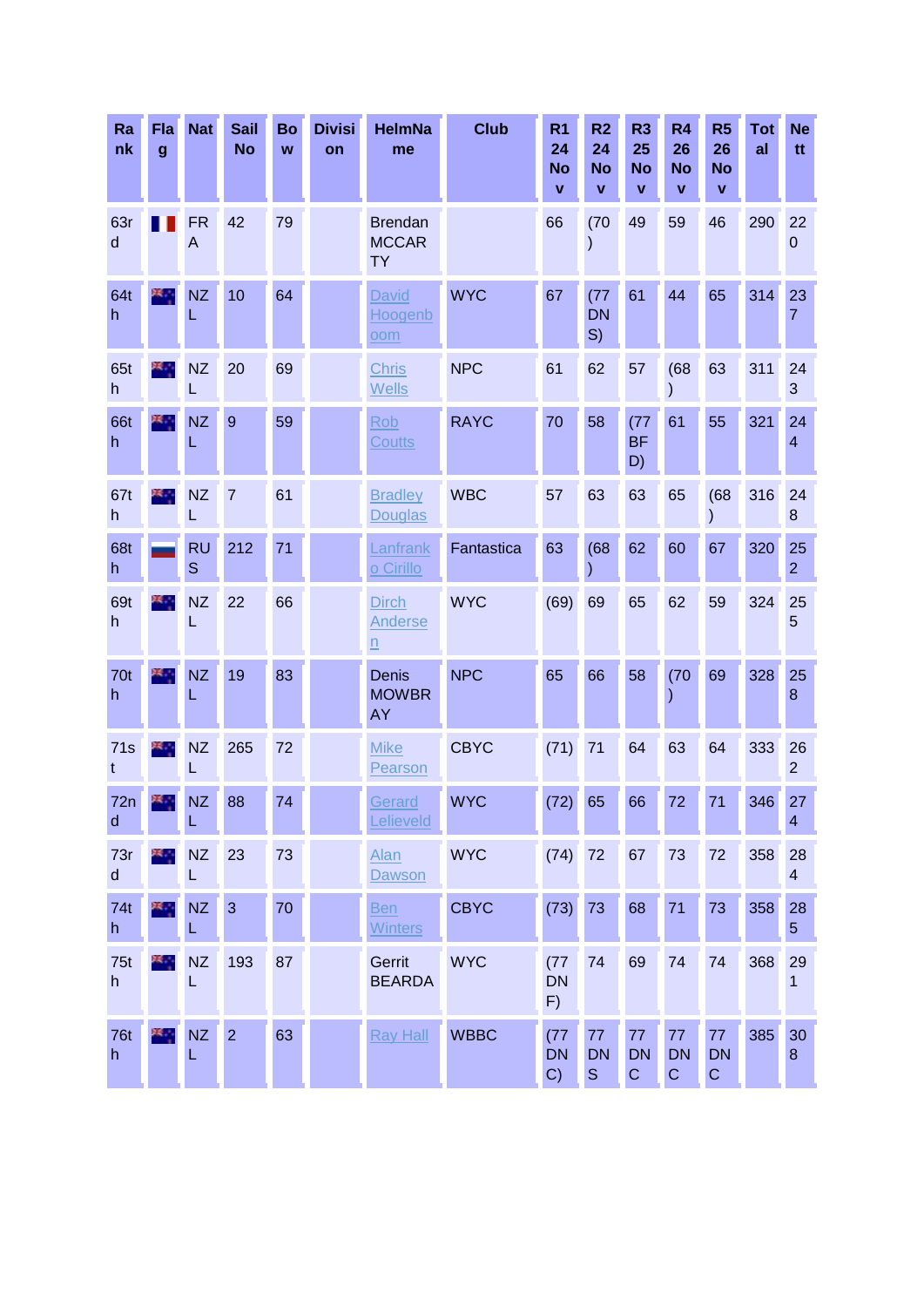| Rank | Flag | Nat | Sail No | Bow | Division | HelmName | Club | R1 24 Nov | R2 24 Nov | R3 25 Nov | R4 26 Nov | R5 26 Nov | Total | Nett |
|---|---|---|---|---|---|---|---|---|---|---|---|---|---|---|
| 63rd | | FRA | 42 | 79 | | Brendan MCCARTY | | 66 | (70) | 49 | 59 | 46 | 290 | 220 |
| 64th | | NZL | 10 | 64 | | David Hoogenboom | WYC | 67 | (77 DNS) | 61 | 44 | 65 | 314 | 237 |
| 65th | | NZL | 20 | 69 | | Chris Wells | NPC | 61 | 62 | 57 | (68) | 63 | 311 | 243 |
| 66th | | NZL | 9 | 59 | | Rob Coutts | RAYC | 70 | 58 | (77 BFD) | 61 | 55 | 321 | 244 |
| 67th | | NZL | 7 | 61 | | Bradley Douglas | WBC | 57 | 63 | 63 | 65 | (68) | 316 | 248 |
| 68th | | RUS | 212 | 71 | | Lanfranko Cirillo | Fantastica | 63 | (68) | 62 | 60 | 67 | 320 | 252 |
| 69th | | NZL | 22 | 66 | | Dirch Andersen | WYC | (69) | 69 | 65 | 62 | 59 | 324 | 255 |
| 70th | | NZL | 19 | 83 | | Denis MOWBRAY | NPC | 65 | 66 | 58 | (70) | 69 | 328 | 258 |
| 71st | | NZL | 265 | 72 | | Mike Pearson | CBYC | (71) | 71 | 64 | 63 | 64 | 333 | 262 |
| 72nd | | NZL | 88 | 74 | | Gerard Lelieveld | WYC | (72) | 65 | 66 | 72 | 71 | 346 | 274 |
| 73rd | | NZL | 23 | 73 | | Alan Dawson | WYC | (74) | 72 | 67 | 73 | 72 | 358 | 284 |
| 74th | | NZL | 3 | 70 | | Ben Winters | CBYC | (73) | 73 | 68 | 71 | 73 | 358 | 285 |
| 75th | | NZL | 193 | 87 | | Gerrit BEARDA | WYC | (77 DNF) | 74 | 69 | 74 | 74 | 368 | 291 |
| 76th | | NZL | 2 | 63 | | Ray Hall | WBBC | (77 DNC) | 77 DNS | 77 DNC | 77 DNC | 77 DNC | 385 | 308 |